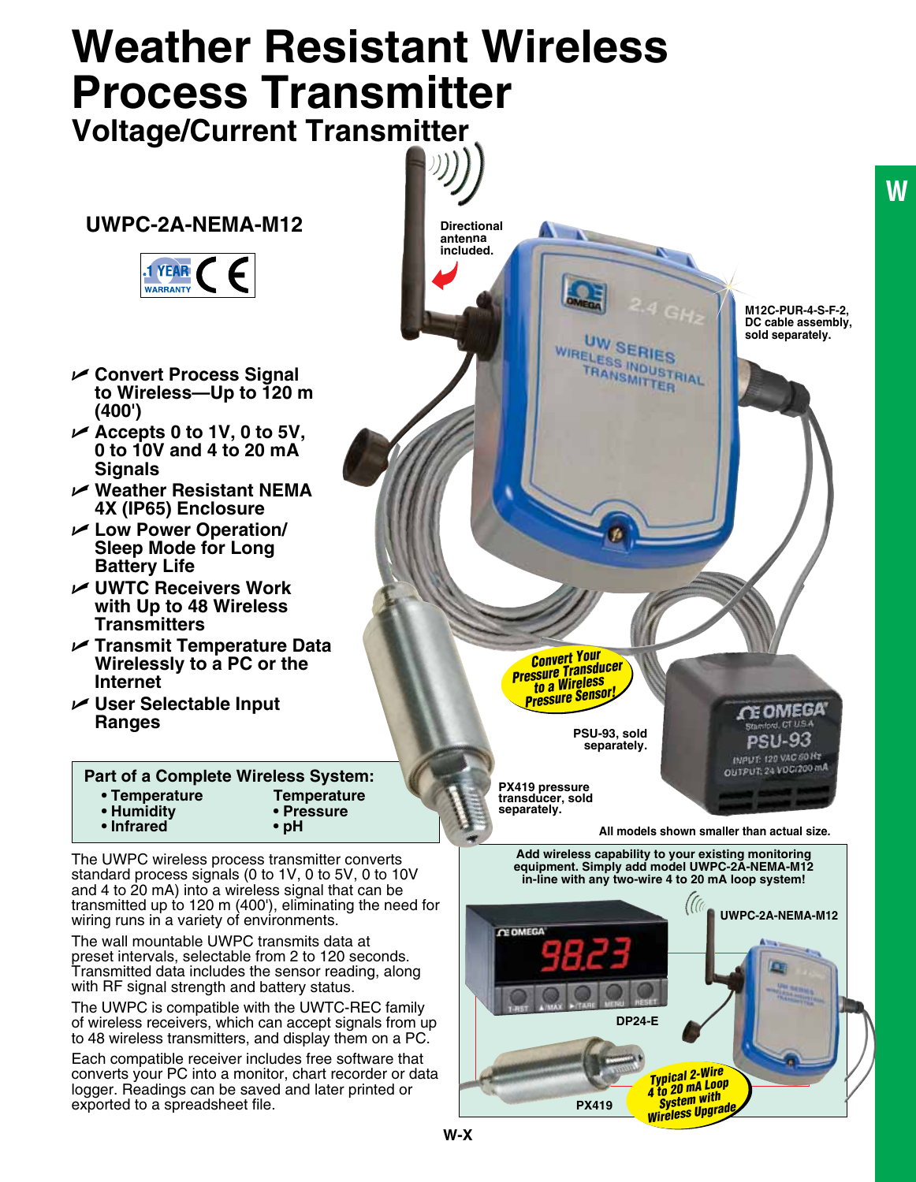# Weather Resistant Wireless Process Transmitter

## Voltage/Current Transmitter

### UWPC-2A-NEMA-M12

1 YEAR WARRANTY CE

- Convert Process Signal to Wireless—Up to 120 m (400')
- Accepts 0 to 1V, 0 to 5V, 0 to 10V and 4 to 20 mA Signals
- Weather Resistant NEMA 4X (IP65) Enclosure
- Low Power Operation/ Sleep Mode for Long Battery Life
- UWTC Receivers Work with Up to 48 Wireless Transmitters
- Transmit Temperature Data Wirelessly to a PC or the Internet
- User Selectable Input Ranges

**Part of a Complete Wireless System:**

- Temperature
- Humidity
- Infrared
- Temperature
- Pressure
- pH

Directional antenna included.

M12C-PUR-4-S-F-2, DC cable assembly, sold separately.

Convert Your Pressure Transducer to a Wireless Pressure Sensor!

PSU-93, sold separately.

PX419 pressure transducer, sold separately.

All models shown smaller than actual size.

The UWPC wireless process transmitter converts standard process signals (0 to 1V, 0 to 5V, 0 to 10V and 4 to 20 mA) into a wireless signal that can be transmitted up to 120 m (400'), eliminating the need for wiring runs in a variety of environments.

The wall mountable UWPC transmits data at preset intervals, selectable from 2 to 120 seconds. Transmitted data includes the sensor reading, along with RF signal strength and battery status.

The UWPC is compatible with the UWTC-REC family of wireless receivers, which can accept signals from up to 48 wireless transmitters, and display them on a PC.

Each compatible receiver includes free software that converts your PC into a monitor, chart recorder or data logger. Readings can be saved and later printed or exported to a spreadsheet file.

**Add wireless capability to your existing monitoring equipment. Simply add model UWPC-2A-NEMA-M12 in-line with any two-wire 4 to 20 mA loop system!**

UWPC-2A-NEMA-M12

DP24-E

PX419

Typical 2-Wire 4 to 20 mA Loop System with Wireless Upgrade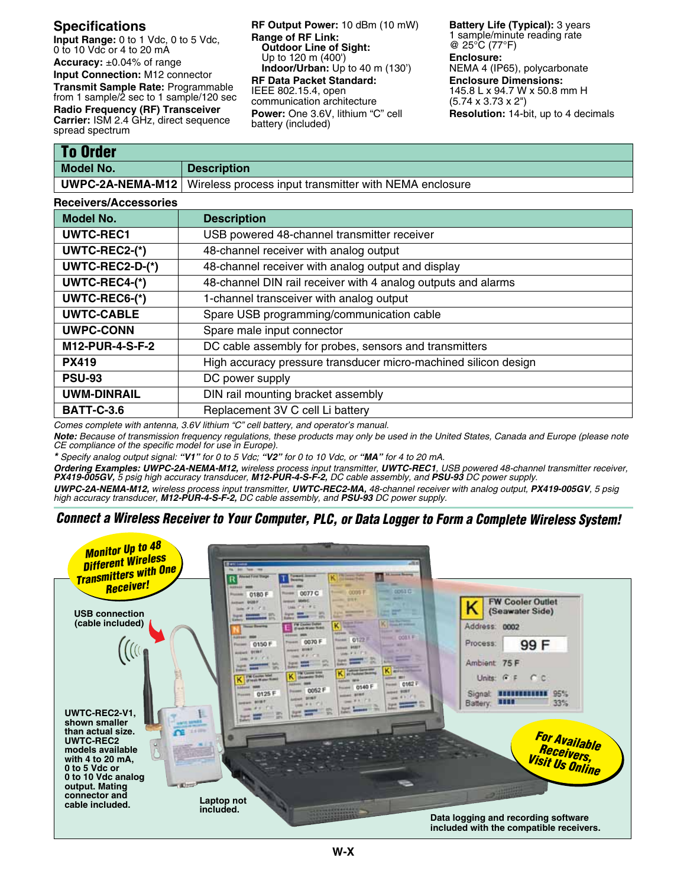## Specifications

**Input Range:** 0 to 1 Vdc, 0 to 5 Vdc, 0 to 10 Vdc or 4 to 20 mA

**Accuracy:** ±0.04% of range

**Input Connection:** M12 connector

**Transmit Sample Rate:** Programmable from 1 sample/2 sec to 1 sample/120 sec

**Radio Frequency (RF) Transceiver Carrier:** ISM 2.4 GHz, direct sequence spread spectrum

**RF Output Power:** 10 dBm (10 mW)

**Range of RF Link:**
**Outdoor Line of Sight:** Up to 120 m (400')
**Indoor/Urban:** Up to 40 m (130')

**RF Data Packet Standard:** IEEE 802.15.4, open communication architecture

**Power:** One 3.6V, lithium "C" cell battery (included)

**Battery Life (Typical):** 3 years 1 sample/minute reading rate @ 25°C (77°F)

**Enclosure:** NEMA 4 (IP65), polycarbonate

**Enclosure Dimensions:** 145.8 L x 94.7 W x 50.8 mm H (5.74 x 3.73 x 2")

**Resolution:** 14-bit, up to 4 decimals

## To Order

| Model No. | Description |
|---|---|
| UWPC-2A-NEMA-M12 | Wireless process input transmitter with NEMA enclosure |

**Receivers/Accessories**

| Model No. | Description |
|---|---|
| UWTC-REC1 | USB powered 48-channel transmitter receiver |
| UWTC-REC2-(*) | 48-channel receiver with analog output |
| UWTC-REC2-D-(*) | 48-channel receiver with analog output and display |
| UWTC-REC4-(*) | 48-channel DIN rail receiver with 4 analog outputs and alarms |
| UWTC-REC6-(*) | 1-channel transceiver with analog output |
| UWTC-CABLE | Spare USB programming/communication cable |
| UWPC-CONN | Spare male input connector |
| M12-PUR-4-S-F-2 | DC cable assembly for probes, sensors and transmitters |
| PX419 | High accuracy pressure transducer micro-machined silicon design |
| PSU-93 | DC power supply |
| UWM-DINRAIL | DIN rail mounting bracket assembly |
| BATT-C-3.6 | Replacement 3V C cell Li battery |

*Comes complete with antenna, 3.6V lithium "C" cell battery, and operator's manual.*

***Note:** Because of transmission frequency regulations, these products may only be used in the United States, Canada and Europe (please note CE compliance of the specific model for use in Europe).*

*** Specify analog output signal: **"V1"** for 0 to 5 Vdc; **"V2"** for 0 to 10 Vdc, or **"MA"** for 4 to 20 mA.*

***Ordering Examples: UWPC-2A-NEMA-M12,** wireless process input transmitter, **UWTC-REC1**, USB powered 48-channel transmitter receiver, **PX419-005GV,** 5 psig high accuracy transducer, **M12-PUR-4-S-F-2,** DC cable assembly, and **PSU-93** DC power supply.*

***UWPC-2A-NEMA-M12,** wireless process input transmitter, **UWTC-REC2-MA,** 48-channel receiver with analog output, **PX419-005GV**, 5 psig high accuracy transducer, **M12-PUR-4-S-F-2,** DC cable assembly, and **PSU-93** DC power supply.*

## Connect a Wireless Receiver to Your Computer, PLC, or Data Logger to Form a Complete Wireless System!

Monitor Up to 48 Different Wireless Transmitters with One Receiver!

USB connection (cable included)

UWTC-REC2-V1, shown smaller than actual size. UWTC-REC2 models available with 4 to 20 mA, 0 to 5 Vdc or 0 to 10 Vdc analog output. Mating connector and cable included.

Laptop not included.

For Available Receivers, Visit Us Online

Data logging and recording software included with the compatible receivers.